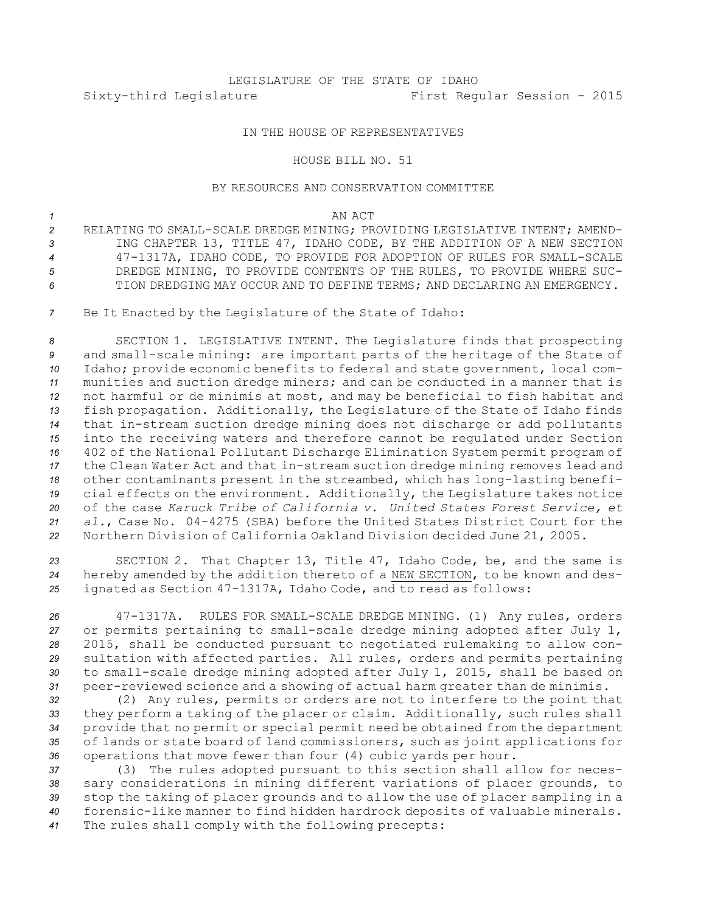LEGISLATURE OF THE STATE OF IDAHO

Sixty-third Legislature First Regular Session - 2015

IN THE HOUSE OF REPRESENTATIVES

HOUSE BILL NO. 51

BY RESOURCES AND CONSERVATION COMMITTEE

AN ACT

RELATING TO SMALL-SCALE DREDGE MINING; PROVIDING LEGISLATIVE INTENT; AMENDING CHAPTER 13, TITLE 47, IDAHO CODE, BY THE ADDITION OF A NEW SECTION 47-1317A, IDAHO CODE, TO PROVIDE FOR ADOPTION OF RULES FOR SMALL-SCALE DREDGE MINING, TO PROVIDE CONTENTS OF THE RULES, TO PROVIDE WHERE SUCTION DREDGING MAY OCCUR AND TO DEFINE TERMS; AND DECLARING AN EMERGENCY.

Be It Enacted by the Legislature of the State of Idaho:

SECTION 1. LEGISLATIVE INTENT. The Legislature finds that prospecting and small-scale mining: are important parts of the heritage of the State of Idaho; provide economic benefits to federal and state government, local communities and suction dredge miners; and can be conducted in a manner that is not harmful or de minimis at most, and may be beneficial to fish habitat and fish propagation. Additionally, the Legislature of the State of Idaho finds that in-stream suction dredge mining does not discharge or add pollutants into the receiving waters and therefore cannot be regulated under Section 402 of the National Pollutant Discharge Elimination System permit program of the Clean Water Act and that in-stream suction dredge mining removes lead and other contaminants present in the streambed, which has long-lasting beneficial effects on the environment. Additionally, the Legislature takes notice of the case *Karuck Tribe of California v. United States Forest Service, et al.*, Case No. 04-4275 (SBA) before the United States District Court for the Northern Division of California Oakland Division decided June 21, 2005.

SECTION 2. That Chapter 13, Title 47, Idaho Code, be, and the same is hereby amended by the addition thereto of a NEW SECTION, to be known and designated as Section 47-1317A, Idaho Code, and to read as follows:

47-1317A. RULES FOR SMALL-SCALE DREDGE MINING. (1) Any rules, orders or permits pertaining to small-scale dredge mining adopted after July 1, 2015, shall be conducted pursuant to negotiated rulemaking to allow consultation with affected parties. All rules, orders and permits pertaining to small-scale dredge mining adopted after July 1, 2015, shall be based on peer-reviewed science and a showing of actual harm greater than de minimis.

(2) Any rules, permits or orders are not to interfere to the point that they perform a taking of the placer or claim. Additionally, such rules shall provide that no permit or special permit need be obtained from the department of lands or state board of land commissioners, such as joint applications for operations that move fewer than four (4) cubic yards per hour.

(3) The rules adopted pursuant to this section shall allow for necessary considerations in mining different variations of placer grounds, to stop the taking of placer grounds and to allow the use of placer sampling in a forensic-like manner to find hidden hardrock deposits of valuable minerals. The rules shall comply with the following precepts: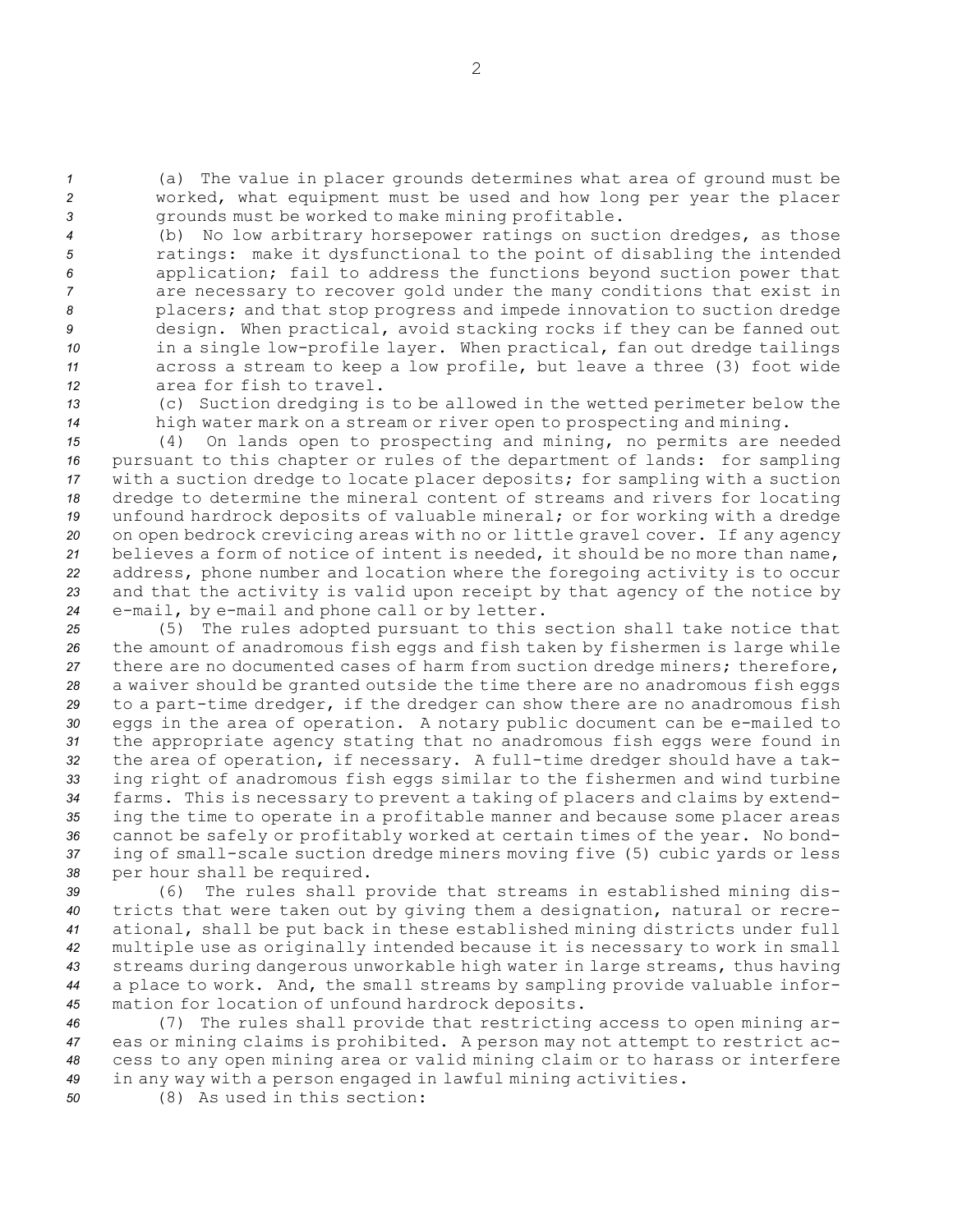(a) The value in placer grounds determines what area of ground must be worked, what equipment must be used and how long per year the placer grounds must be worked to make mining profitable.

(b) No low arbitrary horsepower ratings on suction dredges, as those ratings: make it dysfunctional to the point of disabling the intended application; fail to address the functions beyond suction power that are necessary to recover gold under the many conditions that exist in placers; and that stop progress and impede innovation to suction dredge design. When practical, avoid stacking rocks if they can be fanned out in a single low-profile layer. When practical, fan out dredge tailings across a stream to keep a low profile, but leave a three (3) foot wide area for fish to travel.

(c) Suction dredging is to be allowed in the wetted perimeter below the high water mark on a stream or river open to prospecting and mining.

(4) On lands open to prospecting and mining, no permits are needed pursuant to this chapter or rules of the department of lands: for sampling with a suction dredge to locate placer deposits; for sampling with a suction dredge to determine the mineral content of streams and rivers for locating unfound hardrock deposits of valuable mineral; or for working with a dredge on open bedrock crevicing areas with no or little gravel cover. If any agency believes a form of notice of intent is needed, it should be no more than name, address, phone number and location where the foregoing activity is to occur and that the activity is valid upon receipt by that agency of the notice by e-mail, by e-mail and phone call or by letter.

(5) The rules adopted pursuant to this section shall take notice that the amount of anadromous fish eggs and fish taken by fishermen is large while there are no documented cases of harm from suction dredge miners; therefore, a waiver should be granted outside the time there are no anadromous fish eggs to a part-time dredger, if the dredger can show there are no anadromous fish eggs in the area of operation. A notary public document can be e-mailed to the appropriate agency stating that no anadromous fish eggs were found in the area of operation, if necessary. A full-time dredger should have a taking right of anadromous fish eggs similar to the fishermen and wind turbine farms. This is necessary to prevent a taking of placers and claims by extending the time to operate in a profitable manner and because some placer areas cannot be safely or profitably worked at certain times of the year. No bonding of small-scale suction dredge miners moving five (5) cubic yards or less per hour shall be required.

(6) The rules shall provide that streams in established mining districts that were taken out by giving them a designation, natural or recreational, shall be put back in these established mining districts under full multiple use as originally intended because it is necessary to work in small streams during dangerous unworkable high water in large streams, thus having a place to work. And, the small streams by sampling provide valuable information for location of unfound hardrock deposits.

(7) The rules shall provide that restricting access to open mining areas or mining claims is prohibited. A person may not attempt to restrict access to any open mining area or valid mining claim or to harass or interfere in any way with a person engaged in lawful mining activities.

(8) As used in this section: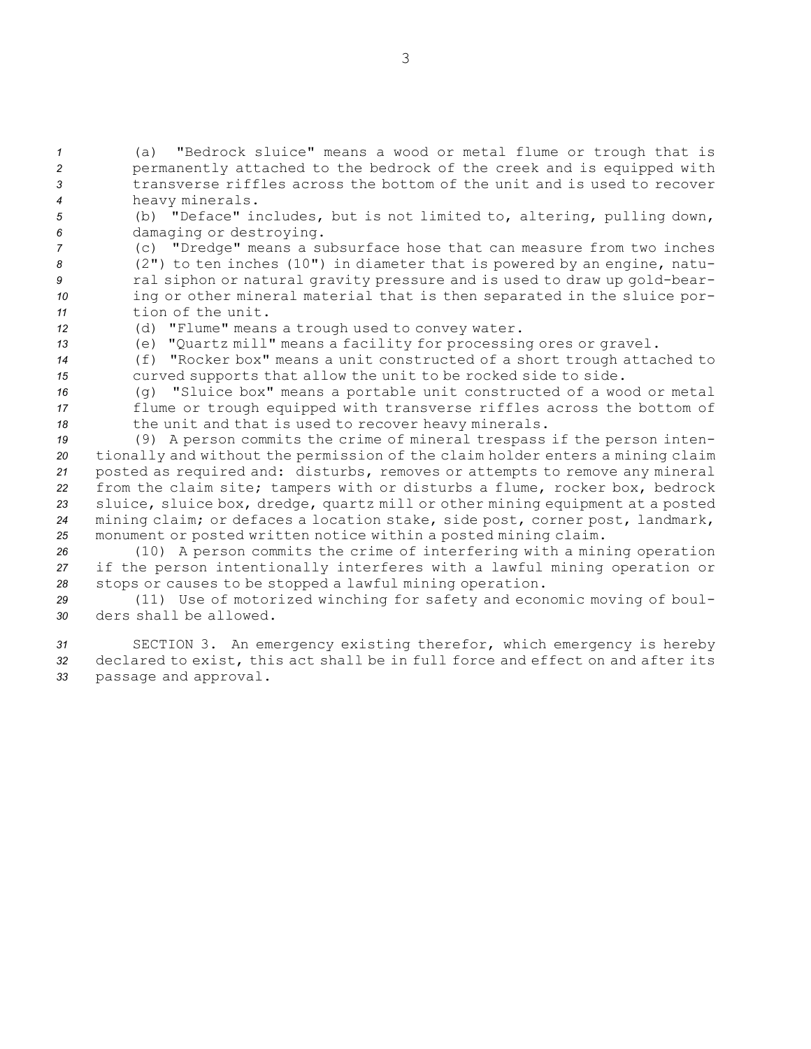(a) "Bedrock sluice" means a wood or metal flume or trough that is permanently attached to the bedrock of the creek and is equipped with transverse riffles across the bottom of the unit and is used to recover heavy minerals.

(b) "Deface" includes, but is not limited to, altering, pulling down, damaging or destroying.

(c) "Dredge" means a subsurface hose that can measure from two inches (2") to ten inches (10") in diameter that is powered by an engine, natural siphon or natural gravity pressure and is used to draw up gold-bearing or other mineral material that is then separated in the sluice portion of the unit.

(d) "Flume" means a trough used to convey water.

(e) "Quartz mill" means a facility for processing ores or gravel.

(f) "Rocker box" means a unit constructed of a short trough attached to curved supports that allow the unit to be rocked side to side.

(g) "Sluice box" means a portable unit constructed of a wood or metal flume or trough equipped with transverse riffles across the bottom of the unit and that is used to recover heavy minerals.

(9) A person commits the crime of mineral trespass if the person intentionally and without the permission of the claim holder enters a mining claim posted as required and: disturbs, removes or attempts to remove any mineral from the claim site; tampers with or disturbs a flume, rocker box, bedrock sluice, sluice box, dredge, quartz mill or other mining equipment at a posted mining claim; or defaces a location stake, side post, corner post, landmark, monument or posted written notice within a posted mining claim.

(10) A person commits the crime of interfering with a mining operation if the person intentionally interferes with a lawful mining operation or stops or causes to be stopped a lawful mining operation.

(11) Use of motorized winching for safety and economic moving of boulders shall be allowed.

SECTION 3. An emergency existing therefor, which emergency is hereby declared to exist, this act shall be in full force and effect on and after its passage and approval.